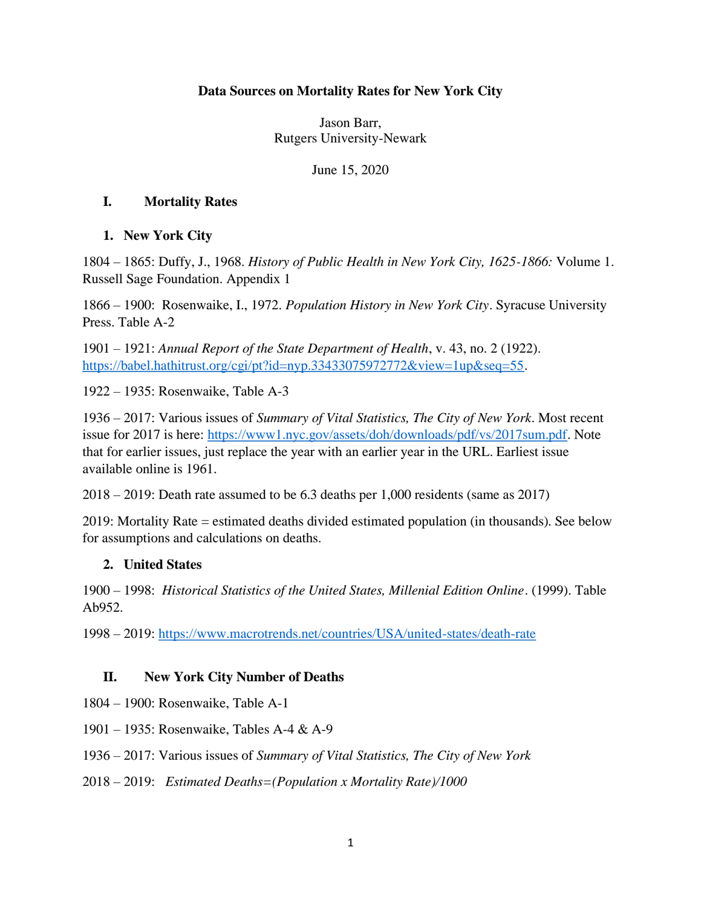# Data Sources on Mortality Rates for New York City

Jason Barr,
Rutgers University-Newark

June 15, 2020

## I. Mortality Rates

### 1. New York City

1804 – 1865: Duffy, J., 1968. *History of Public Health in New York City, 1625-1866:* Volume 1. Russell Sage Foundation. Appendix 1

1866 – 1900: Rosenwaike, I., 1972. *Population History in New York City*. Syracuse University Press. Table A-2

1901 – 1921: *Annual Report of the State Department of Health*, v. 43, no. 2 (1922). https://babel.hathitrust.org/cgi/pt?id=nyp.33433075972772&view=1up&seq=55.

1922 – 1935: Rosenwaike, Table A-3

1936 – 2017: Various issues of *Summary of Vital Statistics, The City of New York*. Most recent issue for 2017 is here: https://www1.nyc.gov/assets/doh/downloads/pdf/vs/2017sum.pdf. Note that for earlier issues, just replace the year with an earlier year in the URL. Earliest issue available online is 1961.

2018 – 2019: Death rate assumed to be 6.3 deaths per 1,000 residents (same as 2017)

2019: Mortality Rate = estimated deaths divided estimated population (in thousands). See below for assumptions and calculations on deaths.

### 2. United States

1900 – 1998: *Historical Statistics of the United States, Millenial Edition Online*. (1999). Table Ab952.

1998 – 2019: https://www.macrotrends.net/countries/USA/united-states/death-rate

## II. New York City Number of Deaths

1804 – 1900: Rosenwaike, Table A-1

1901 – 1935: Rosenwaike, Tables A-4 & A-9

1936 – 2017: Various issues of *Summary of Vital Statistics, The City of New York*

2018 – 2019: *Estimated Deaths=(Population x Mortality Rate)/1000*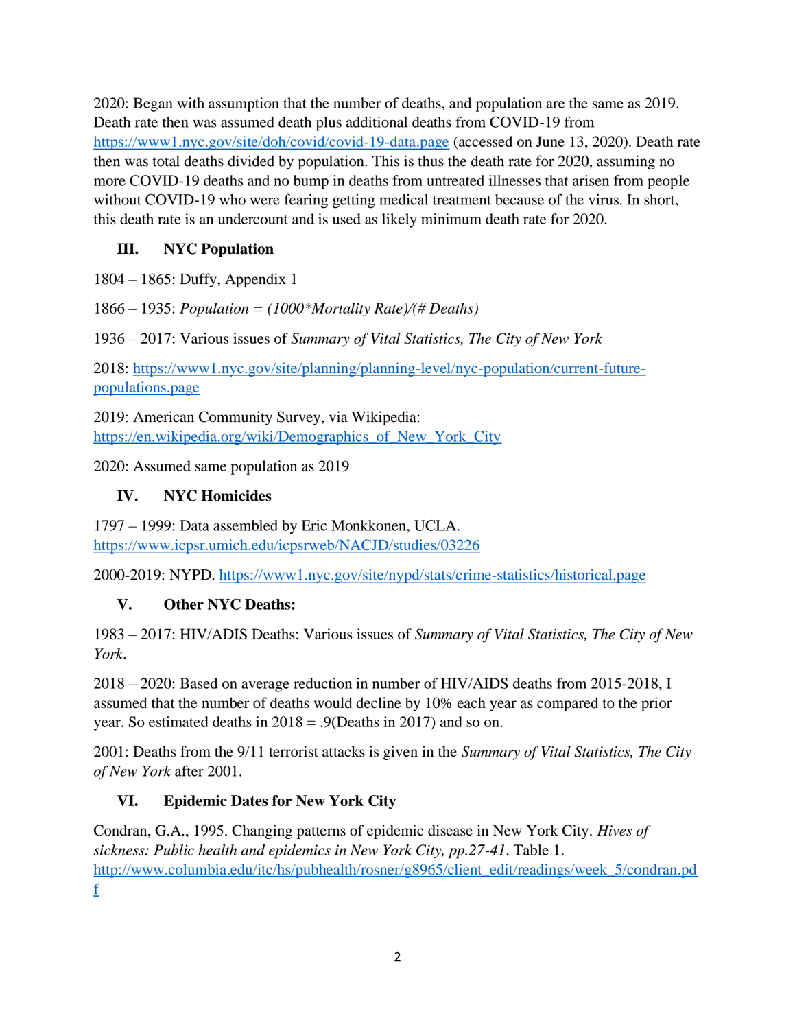2020: Began with assumption that the number of deaths, and population are the same as 2019. Death rate then was assumed death plus additional deaths from COVID-19 from https://www1.nyc.gov/site/doh/covid/covid-19-data.page (accessed on June 13, 2020). Death rate then was total deaths divided by population. This is thus the death rate for 2020, assuming no more COVID-19 deaths and no bump in deaths from untreated illnesses that arisen from people without COVID-19 who were fearing getting medical treatment because of the virus. In short, this death rate is an undercount and is used as likely minimum death rate for 2020.

## III. NYC Population

1804 – 1865: Duffy, Appendix 1

1866 – 1935: *Population = (1000\*Mortality Rate)/(# Deaths)*

1936 – 2017: Various issues of *Summary of Vital Statistics, The City of New York*

2018: https://www1.nyc.gov/site/planning/planning-level/nyc-population/current-future-populations.page

2019: American Community Survey, via Wikipedia: https://en.wikipedia.org/wiki/Demographics_of_New_York_City

2020: Assumed same population as 2019

## IV. NYC Homicides

1797 – 1999: Data assembled by Eric Monkkonen, UCLA. https://www.icpsr.umich.edu/icpsrweb/NACJD/studies/03226

2000-2019: NYPD. https://www1.nyc.gov/site/nypd/stats/crime-statistics/historical.page

## V. Other NYC Deaths:

1983 – 2017: HIV/ADIS Deaths: Various issues of *Summary of Vital Statistics, The City of New York*.

2018 – 2020: Based on average reduction in number of HIV/AIDS deaths from 2015-2018, I assumed that the number of deaths would decline by 10% each year as compared to the prior year. So estimated deaths in 2018 = .9(Deaths in 2017) and so on.

2001: Deaths from the 9/11 terrorist attacks is given in the *Summary of Vital Statistics, The City of New York* after 2001.

## VI. Epidemic Dates for New York City

Condran, G.A., 1995. Changing patterns of epidemic disease in New York City. *Hives of sickness: Public health and epidemics in New York City, pp.27-41*. Table 1. http://www.columbia.edu/itc/hs/pubhealth/rosner/g8965/client_edit/readings/week_5/condran.pdf